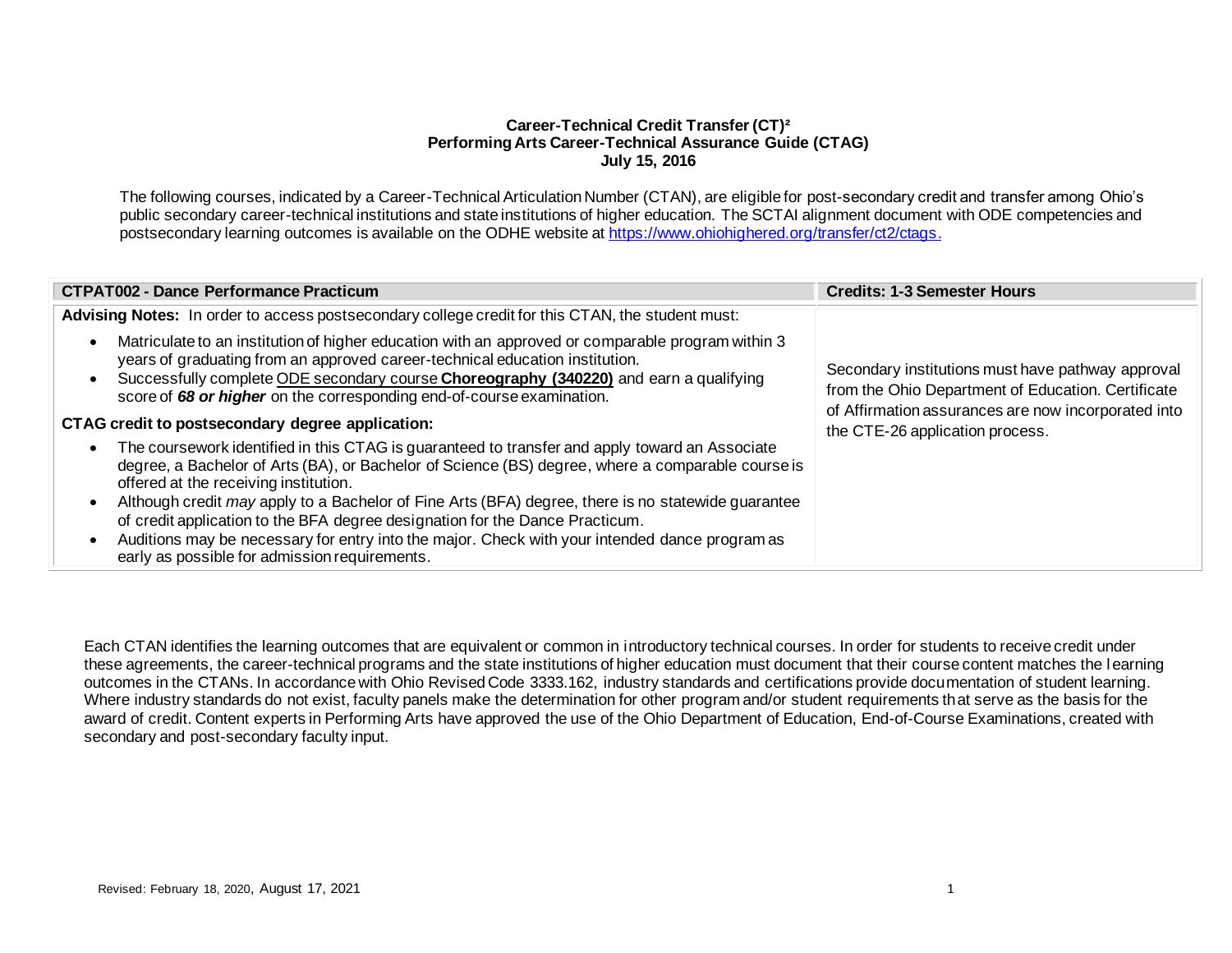**Career-Technical Credit Transfer (CT)²**
**Performing Arts Career-Technical Assurance Guide (CTAG)**
**July 15, 2016**

The following courses, indicated by a Career-Technical Articulation Number (CTAN), are eligible for post-secondary credit and transfer among Ohio's public secondary career-technical institutions and state institutions of higher education. The SCTAI alignment document with ODE competencies and postsecondary learning outcomes is available on the ODHE website at https://www.ohiohighered.org/transfer/ct2/ctags.

| CTPAT002 - Dance Performance Practicum | Credits: 1-3 Semester Hours |
|---|---|
| **Advising Notes:** In order to access postsecondary college credit for this CTAN, the student must:<br>• Matriculate to an institution of higher education with an approved or comparable program within 3 years of graduating from an approved career-technical education institution.<br>• Successfully complete ODE secondary course **Choreography (340220)** and earn a qualifying score of ***68 or higher*** on the corresponding end-of-course examination.<br>**CTAG credit to postsecondary degree application:**<br>• The coursework identified in this CTAG is guaranteed to transfer and apply toward an Associate degree, a Bachelor of Arts (BA), or Bachelor of Science (BS) degree, where a comparable course is offered at the receiving institution.<br>• Although credit *may* apply to a Bachelor of Fine Arts (BFA) degree, there is no statewide guarantee of credit application to the BFA degree designation for the Dance Practicum.<br>• Auditions may be necessary for entry into the major. Check with your intended dance program as early as possible for admission requirements. | Secondary institutions must have pathway approval from the Ohio Department of Education. Certificate of Affirmation assurances are now incorporated into the CTE-26 application process. |

Each CTAN identifies the learning outcomes that are equivalent or common in introductory technical courses. In order for students to receive credit under these agreements, the career-technical programs and the state institutions of higher education must document that their course content matches the learning outcomes in the CTANs. In accordance with Ohio Revised Code 3333.162, industry standards and certifications provide documentation of student learning. Where industry standards do not exist, faculty panels make the determination for other program and/or student requirements that serve as the basis for the award of credit. Content experts in Performing Arts have approved the use of the Ohio Department of Education, End-of-Course Examinations, created with secondary and post-secondary faculty input.

Revised: February 18, 2020, August 17, 2021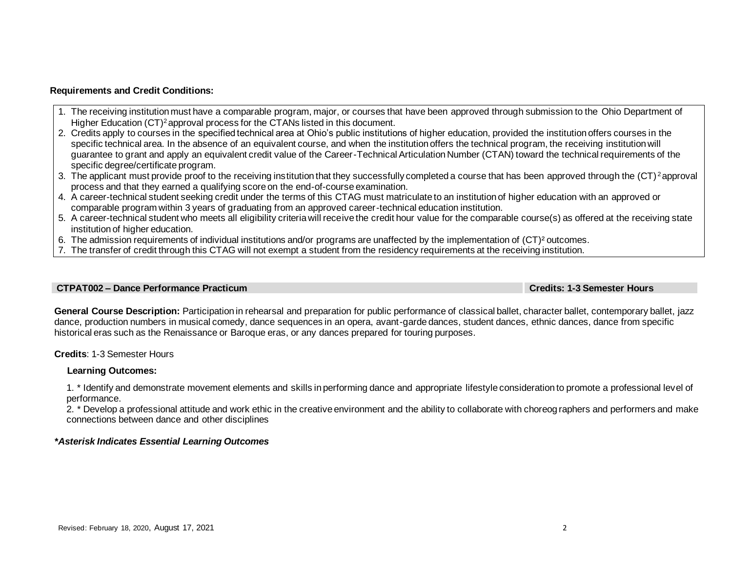**Requirements and Credit Conditions:**

1. The receiving institution must have a comparable program, major, or courses that have been approved through submission to the Ohio Department of Higher Education (CT)[2] approval process for the CTANs listed in this document.
2. Credits apply to courses in the specified technical area at Ohio's public institutions of higher education, provided the institution offers courses in the specific technical area. In the absence of an equivalent course, and when the institution offers the technical program, the receiving institution will guarantee to grant and apply an equivalent credit value of the Career-Technical Articulation Number (CTAN) toward the technical requirements of the specific degree/certificate program.
3. The applicant must provide proof to the receiving institution that they successfully completed a course that has been approved through the (CT)[2] approval process and that they earned a qualifying score on the end-of-course examination.
4. A career-technical student seeking credit under the terms of this CTAG must matriculate to an institution of higher education with an approved or comparable program within 3 years of graduating from an approved career-technical education institution.
5. A career-technical student who meets all eligibility criteria will receive the credit hour value for the comparable course(s) as offered at the receiving state institution of higher education.
6. The admission requirements of individual institutions and/or programs are unaffected by the implementation of (CT)[2] outcomes.
7. The transfer of credit through this CTAG will not exempt a student from the residency requirements at the receiving institution.

| CTPAT002 – Dance Performance Practicum | Credits: 1-3 Semester Hours |
|---|---|

**General Course Description:** Participation in rehearsal and preparation for public performance of classical ballet, character ballet, contemporary ballet, jazz dance, production numbers in musical comedy, dance sequences in an opera, avant-garde dances, student dances, ethnic dances, dance from specific historical eras such as the Renaissance or Baroque eras, or any dances prepared for touring purposes.

**Credits**: 1-3 Semester Hours

**Learning Outcomes:**

1. * Identify and demonstrate movement elements and skills in performing dance and appropriate lifestyle consideration to promote a professional level of performance.
2. * Develop a professional attitude and work ethic in the creative environment and the ability to collaborate with choreographers and performers and make connections between dance and other disciplines

***Asterisk Indicates Essential Learning Outcomes***

Revised: February 18, 2020, August 17, 2021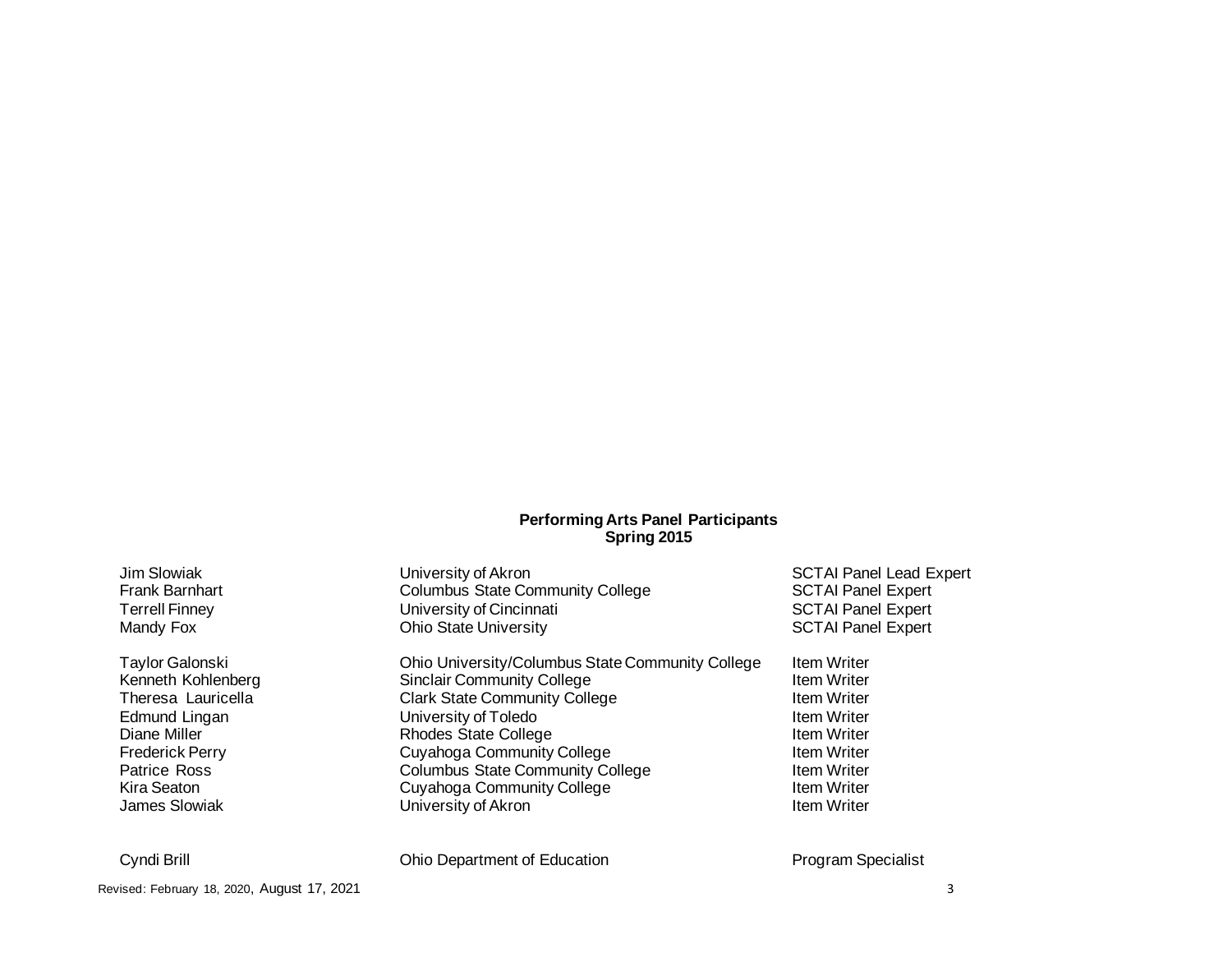**Performing Arts Panel Participants**
**Spring 2015**

| | | |
|---|---|---|
| Jim Slowiak | University of Akron | SCTAI Panel Lead Expert |
| Frank Barnhart | Columbus State Community College | SCTAI Panel Expert |
| Terrell Finney | University of Cincinnati | SCTAI Panel Expert |
| Mandy Fox | Ohio State University | SCTAI Panel Expert |
| | | |
| Taylor Galonski | Ohio University/Columbus State Community College | Item Writer |
| Kenneth Kohlenberg | Sinclair Community College | Item Writer |
| Theresa Lauricella | Clark State Community College | Item Writer |
| Edmund Lingan | University of Toledo | Item Writer |
| Diane Miller | Rhodes State College | Item Writer |
| Frederick Perry | Cuyahoga Community College | Item Writer |
| Patrice Ross | Columbus State Community College | Item Writer |
| Kira Seaton | Cuyahoga Community College | Item Writer |
| James Slowiak | University of Akron | Item Writer |
| | | |
| Cyndi Brill | Ohio Department of Education | Program Specialist |

Revised: February 18, 2020, August 17, 2021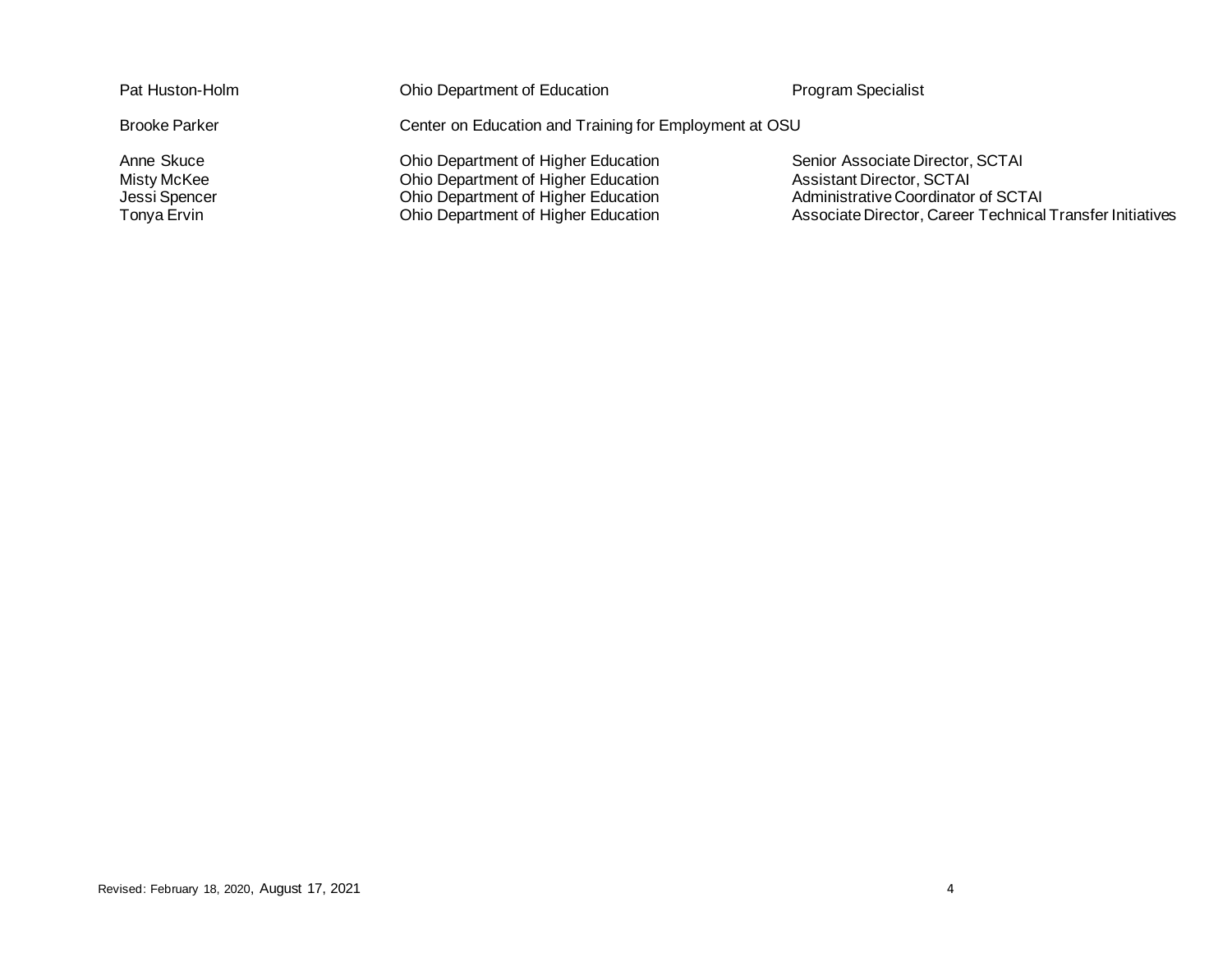| | | |
|---|---|---|
| Pat Huston-Holm | Ohio Department of Education | Program Specialist |
| Brooke Parker | Center on Education and Training for Employment at OSU | |
| Anne Skuce | Ohio Department of Higher Education | Senior Associate Director, SCTAI |
| Misty McKee | Ohio Department of Higher Education | Assistant Director, SCTAI |
| Jessi Spencer | Ohio Department of Higher Education | Administrative Coordinator of SCTAI |
| Tonya Ervin | Ohio Department of Higher Education | Associate Director, Career Technical Transfer Initiatives |

Revised: February 18, 2020, August 17, 2021